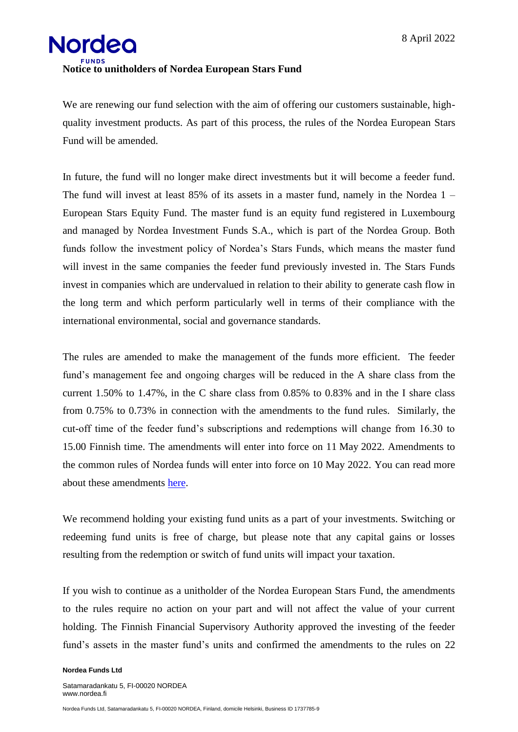8 April 2022

**Notice to unitholders of Nordea European Stars Fund**

We are renewing our fund selection with the aim of offering our customers sustainable, high-quality investment products. As part of this process, the rules of the Nordea European Stars Fund will be amended.

In future, the fund will no longer make direct investments but it will become a feeder fund. The fund will invest at least 85% of its assets in a master fund, namely in the Nordea 1 – European Stars Equity Fund. The master fund is an equity fund registered in Luxembourg and managed by Nordea Investment Funds S.A., which is part of the Nordea Group. Both funds follow the investment policy of Nordea's Stars Funds, which means the master fund will invest in the same companies the feeder fund previously invested in. The Stars Funds invest in companies which are undervalued in relation to their ability to generate cash flow in the long term and which perform particularly well in terms of their compliance with the international environmental, social and governance standards.

The rules are amended to make the management of the funds more efficient. The feeder fund's management fee and ongoing charges will be reduced in the A share class from the current 1.50% to 1.47%, in the C share class from 0.85% to 0.83% and in the I share class from 0.75% to 0.73% in connection with the amendments to the fund rules. Similarly, the cut-off time of the feeder fund's subscriptions and redemptions will change from 16.30 to 15.00 Finnish time. The amendments will enter into force on 11 May 2022. Amendments to the common rules of Nordea funds will enter into force on 10 May 2022. You can read more about these amendments here.

We recommend holding your existing fund units as a part of your investments. Switching or redeeming fund units is free of charge, but please note that any capital gains or losses resulting from the redemption or switch of fund units will impact your taxation.

If you wish to continue as a unitholder of the Nordea European Stars Fund, the amendments to the rules require no action on your part and will not affect the value of your current holding. The Finnish Financial Supervisory Authority approved the investing of the feeder fund's assets in the master fund's units and confirmed the amendments to the rules on 22

**Nordea Funds Ltd**

Satamaradankatu 5, FI-00020 NORDEA
www.nordea.fi

Nordea Funds Ltd, Satamaradankatu 5, FI-00020 NORDEA, Finland, domicile Helsinki, Business ID 1737785-9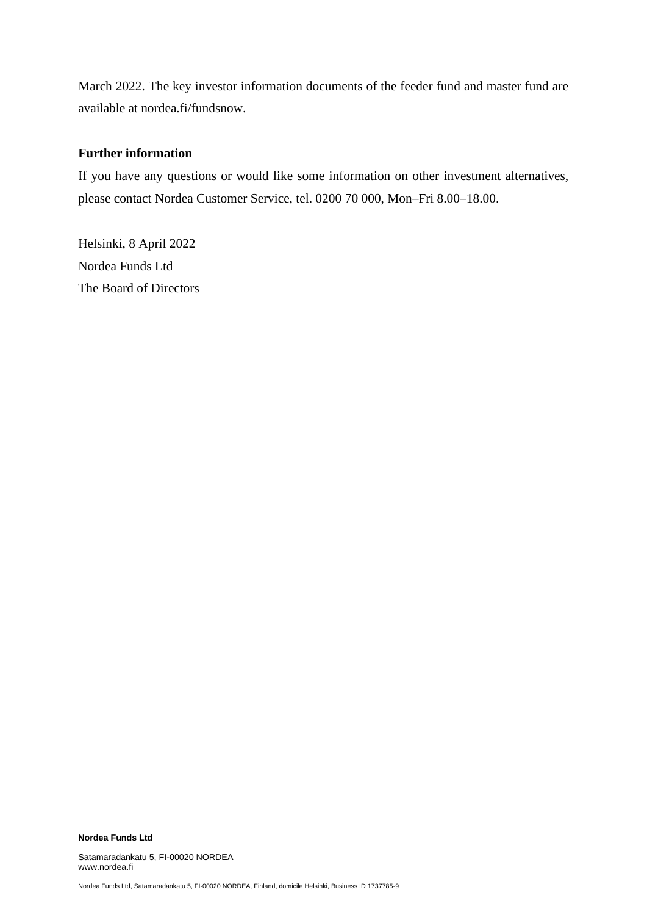March 2022. The key investor information documents of the feeder fund and master fund are available at nordea.fi/fundsnow.

**Further information**

If you have any questions or would like some information on other investment alternatives, please contact Nordea Customer Service, tel. 0200 70 000, Mon–Fri 8.00–18.00.

Helsinki, 8 April 2022
Nordea Funds Ltd
The Board of Directors

**Nordea Funds Ltd**

Satamaradankatu 5, FI-00020 NORDEA
www.nordea.fi

Nordea Funds Ltd, Satamaradankatu 5, FI-00020 NORDEA, Finland, domicile Helsinki, Business ID 1737785-9